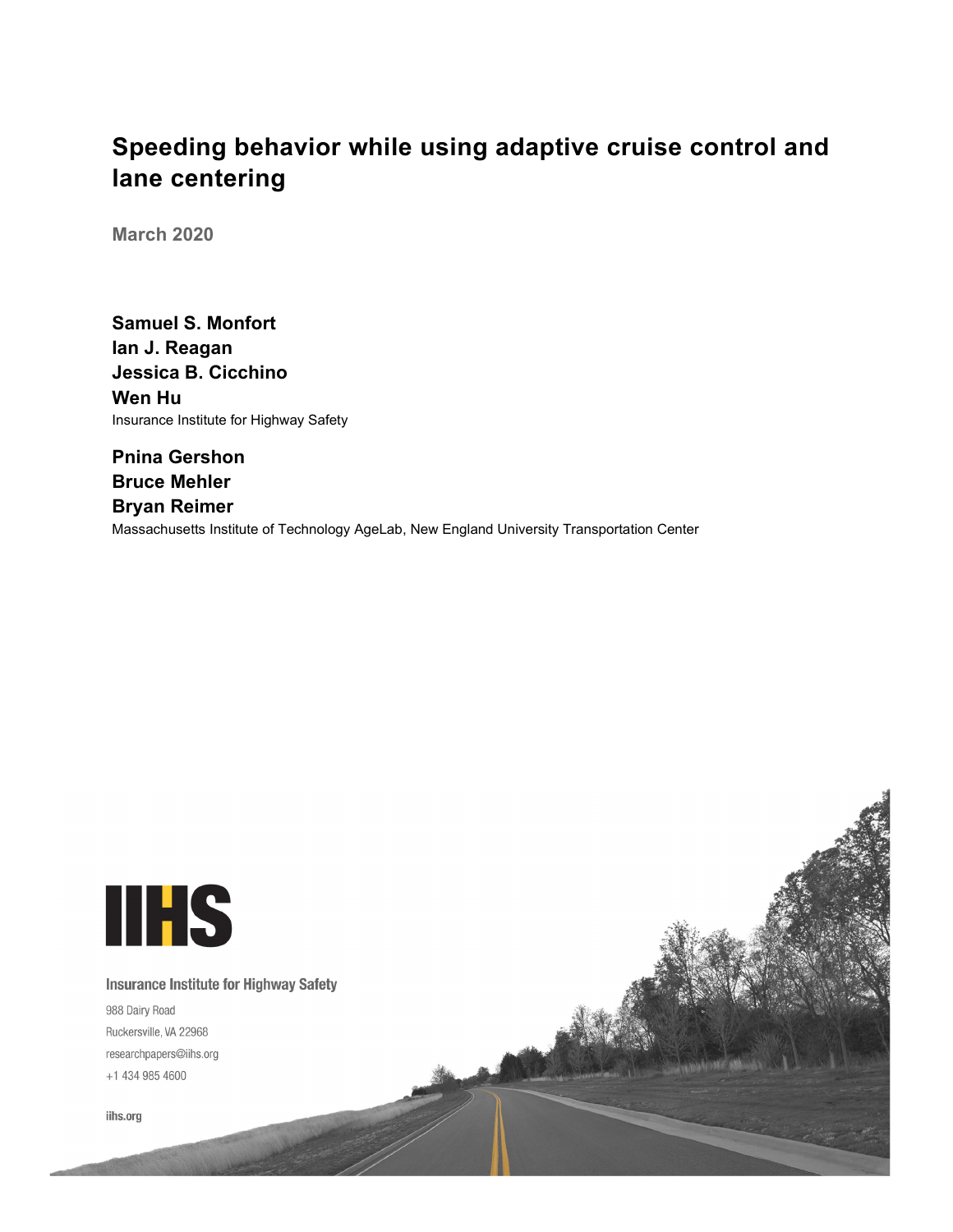# Speeding behavior while using adaptive cruise control and lane centering

**March 2020**

**Samuel S. Monfort**
**Ian J. Reagan**
**Jessica B. Cicchino**
**Wen Hu**
Insurance Institute for Highway Safety

**Pnina Gershon**
**Bruce Mehler**
**Bryan Reimer**
Massachusetts Institute of Technology AgeLab, New England University Transportation Center

Insurance Institute for Highway Safety
988 Dairy Road
Ruckersville, VA 22968
researchpapers@iihs.org
+1 434 985 4600

iihs.org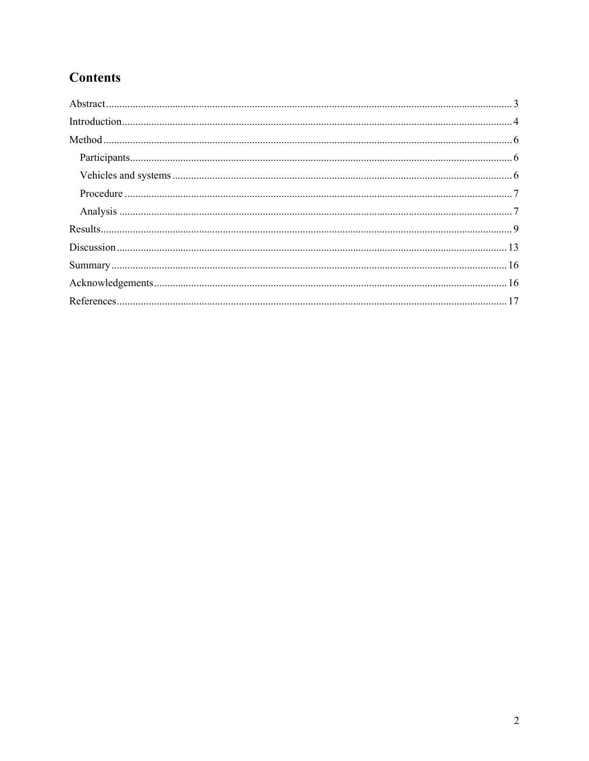# Contents

Abstract ........................................................ 3

Introduction ........................................................ 4

Method ........................................................ 6

- Participants ........................................................ 6
- Vehicles and systems ........................................................ 6
- Procedure ........................................................ 7
- Analysis ........................................................ 7

Results ........................................................ 9

Discussion ........................................................ 13

Summary ........................................................ 16

Acknowledgements ........................................................ 16

References ........................................................ 17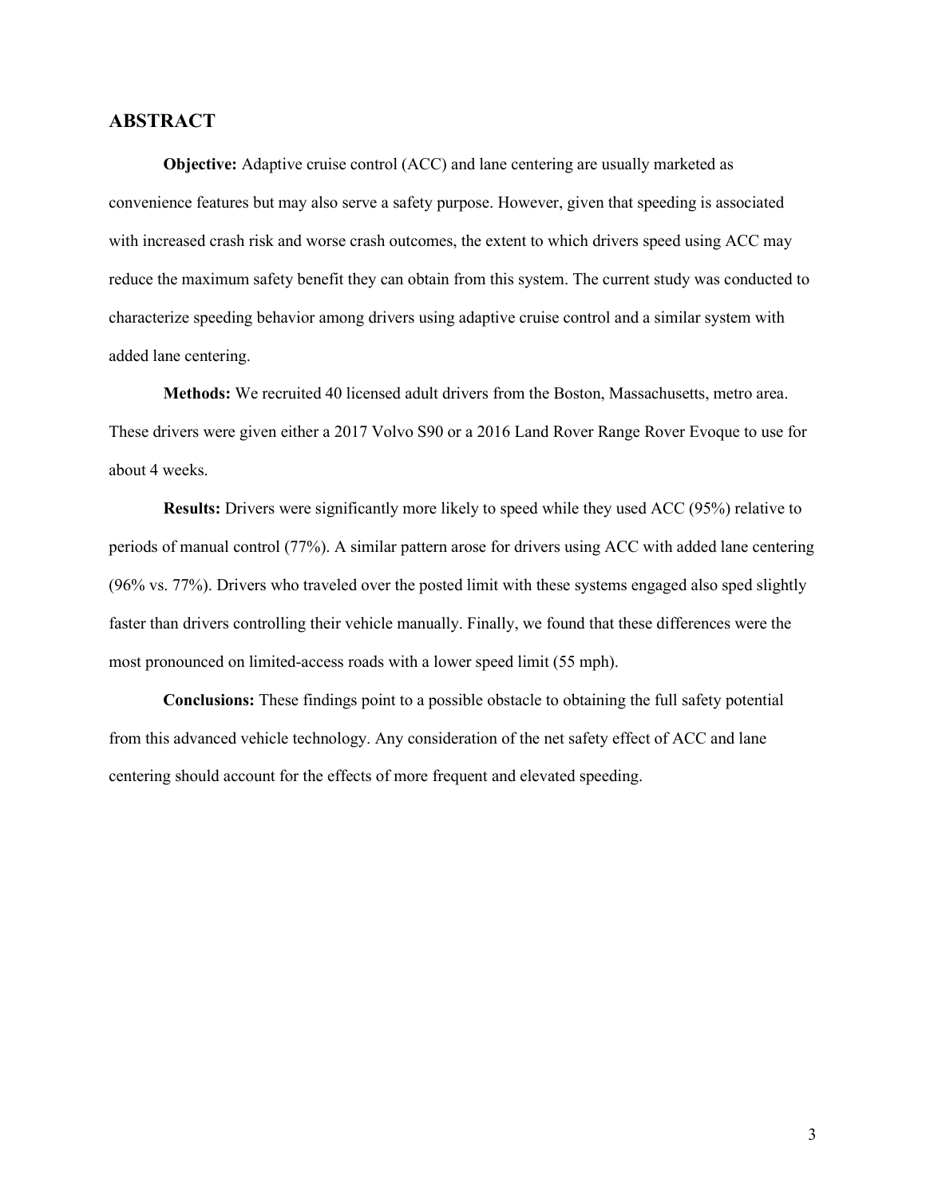## ABSTRACT

**Objective:** Adaptive cruise control (ACC) and lane centering are usually marketed as convenience features but may also serve a safety purpose. However, given that speeding is associated with increased crash risk and worse crash outcomes, the extent to which drivers speed using ACC may reduce the maximum safety benefit they can obtain from this system. The current study was conducted to characterize speeding behavior among drivers using adaptive cruise control and a similar system with added lane centering.

**Methods:** We recruited 40 licensed adult drivers from the Boston, Massachusetts, metro area. These drivers were given either a 2017 Volvo S90 or a 2016 Land Rover Range Rover Evoque to use for about 4 weeks.

**Results:** Drivers were significantly more likely to speed while they used ACC (95%) relative to periods of manual control (77%). A similar pattern arose for drivers using ACC with added lane centering (96% vs. 77%). Drivers who traveled over the posted limit with these systems engaged also sped slightly faster than drivers controlling their vehicle manually. Finally, we found that these differences were the most pronounced on limited-access roads with a lower speed limit (55 mph).

**Conclusions:** These findings point to a possible obstacle to obtaining the full safety potential from this advanced vehicle technology. Any consideration of the net safety effect of ACC and lane centering should account for the effects of more frequent and elevated speeding.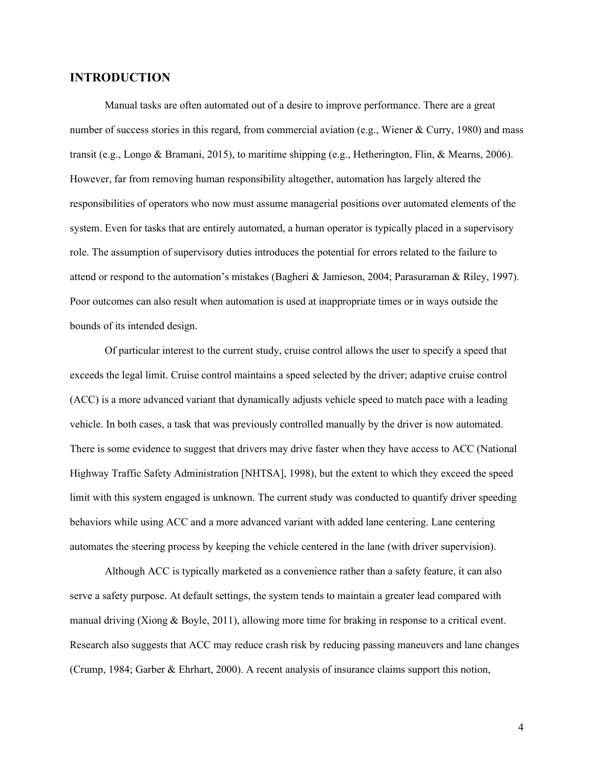## INTRODUCTION

Manual tasks are often automated out of a desire to improve performance. There are a great number of success stories in this regard, from commercial aviation (e.g., Wiener & Curry, 1980) and mass transit (e.g., Longo & Bramani, 2015), to maritime shipping (e.g., Hetherington, Flin, & Mearns, 2006). However, far from removing human responsibility altogether, automation has largely altered the responsibilities of operators who now must assume managerial positions over automated elements of the system. Even for tasks that are entirely automated, a human operator is typically placed in a supervisory role. The assumption of supervisory duties introduces the potential for errors related to the failure to attend or respond to the automation's mistakes (Bagheri & Jamieson, 2004; Parasuraman & Riley, 1997). Poor outcomes can also result when automation is used at inappropriate times or in ways outside the bounds of its intended design.

Of particular interest to the current study, cruise control allows the user to specify a speed that exceeds the legal limit. Cruise control maintains a speed selected by the driver; adaptive cruise control (ACC) is a more advanced variant that dynamically adjusts vehicle speed to match pace with a leading vehicle. In both cases, a task that was previously controlled manually by the driver is now automated. There is some evidence to suggest that drivers may drive faster when they have access to ACC (National Highway Traffic Safety Administration [NHTSA], 1998), but the extent to which they exceed the speed limit with this system engaged is unknown. The current study was conducted to quantify driver speeding behaviors while using ACC and a more advanced variant with added lane centering. Lane centering automates the steering process by keeping the vehicle centered in the lane (with driver supervision).

Although ACC is typically marketed as a convenience rather than a safety feature, it can also serve a safety purpose. At default settings, the system tends to maintain a greater lead compared with manual driving (Xiong & Boyle, 2011), allowing more time for braking in response to a critical event. Research also suggests that ACC may reduce crash risk by reducing passing maneuvers and lane changes (Crump, 1984; Garber & Ehrhart, 2000). A recent analysis of insurance claims support this notion,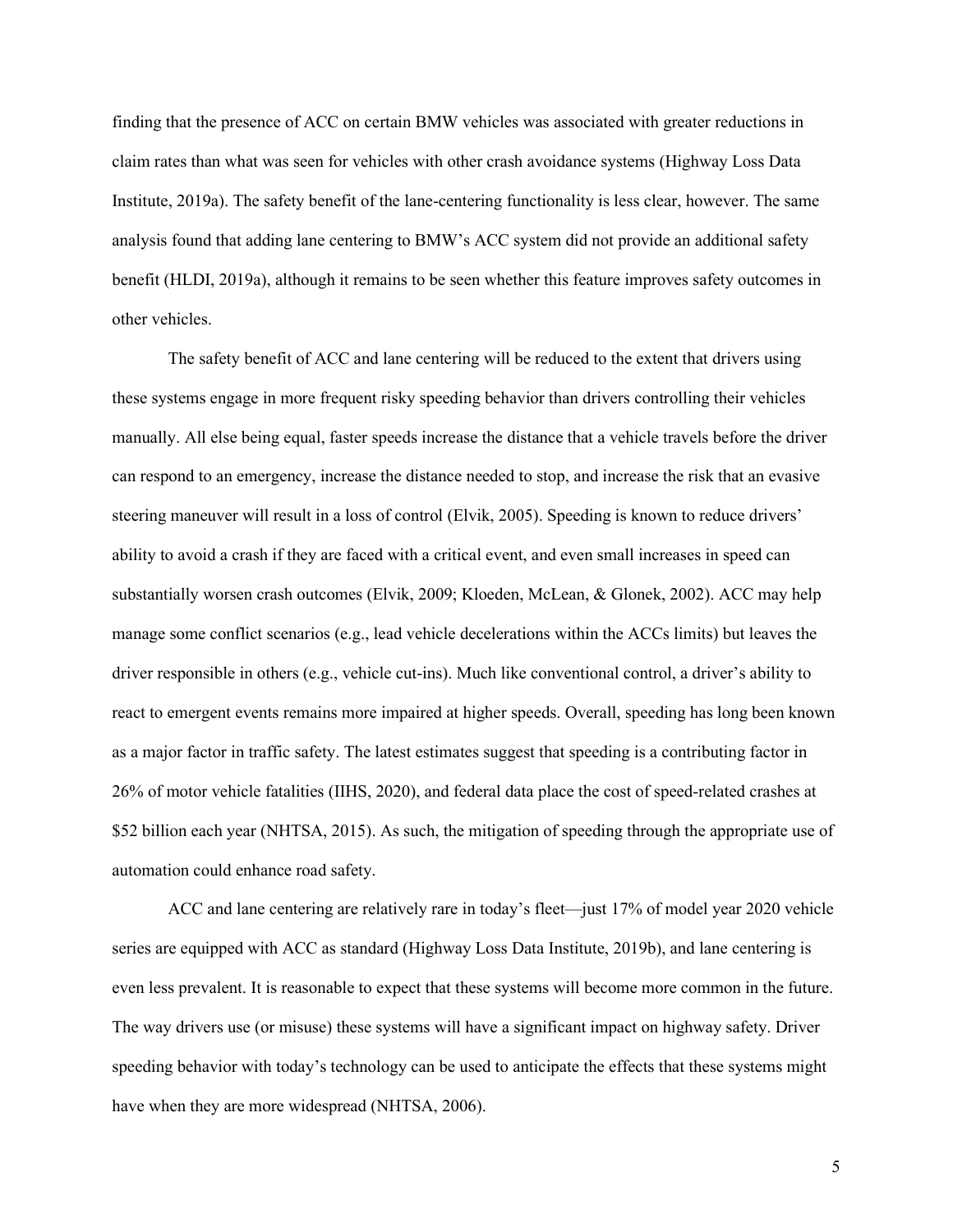finding that the presence of ACC on certain BMW vehicles was associated with greater reductions in claim rates than what was seen for vehicles with other crash avoidance systems (Highway Loss Data Institute, 2019a). The safety benefit of the lane-centering functionality is less clear, however. The same analysis found that adding lane centering to BMW's ACC system did not provide an additional safety benefit (HLDI, 2019a), although it remains to be seen whether this feature improves safety outcomes in other vehicles.

The safety benefit of ACC and lane centering will be reduced to the extent that drivers using these systems engage in more frequent risky speeding behavior than drivers controlling their vehicles manually. All else being equal, faster speeds increase the distance that a vehicle travels before the driver can respond to an emergency, increase the distance needed to stop, and increase the risk that an evasive steering maneuver will result in a loss of control (Elvik, 2005). Speeding is known to reduce drivers' ability to avoid a crash if they are faced with a critical event, and even small increases in speed can substantially worsen crash outcomes (Elvik, 2009; Kloeden, McLean, & Glonek, 2002). ACC may help manage some conflict scenarios (e.g., lead vehicle decelerations within the ACCs limits) but leaves the driver responsible in others (e.g., vehicle cut-ins). Much like conventional control, a driver's ability to react to emergent events remains more impaired at higher speeds. Overall, speeding has long been known as a major factor in traffic safety. The latest estimates suggest that speeding is a contributing factor in 26% of motor vehicle fatalities (IIHS, 2020), and federal data place the cost of speed-related crashes at $52 billion each year (NHTSA, 2015). As such, the mitigation of speeding through the appropriate use of automation could enhance road safety.

ACC and lane centering are relatively rare in today's fleet—just 17% of model year 2020 vehicle series are equipped with ACC as standard (Highway Loss Data Institute, 2019b), and lane centering is even less prevalent. It is reasonable to expect that these systems will become more common in the future. The way drivers use (or misuse) these systems will have a significant impact on highway safety. Driver speeding behavior with today's technology can be used to anticipate the effects that these systems might have when they are more widespread (NHTSA, 2006).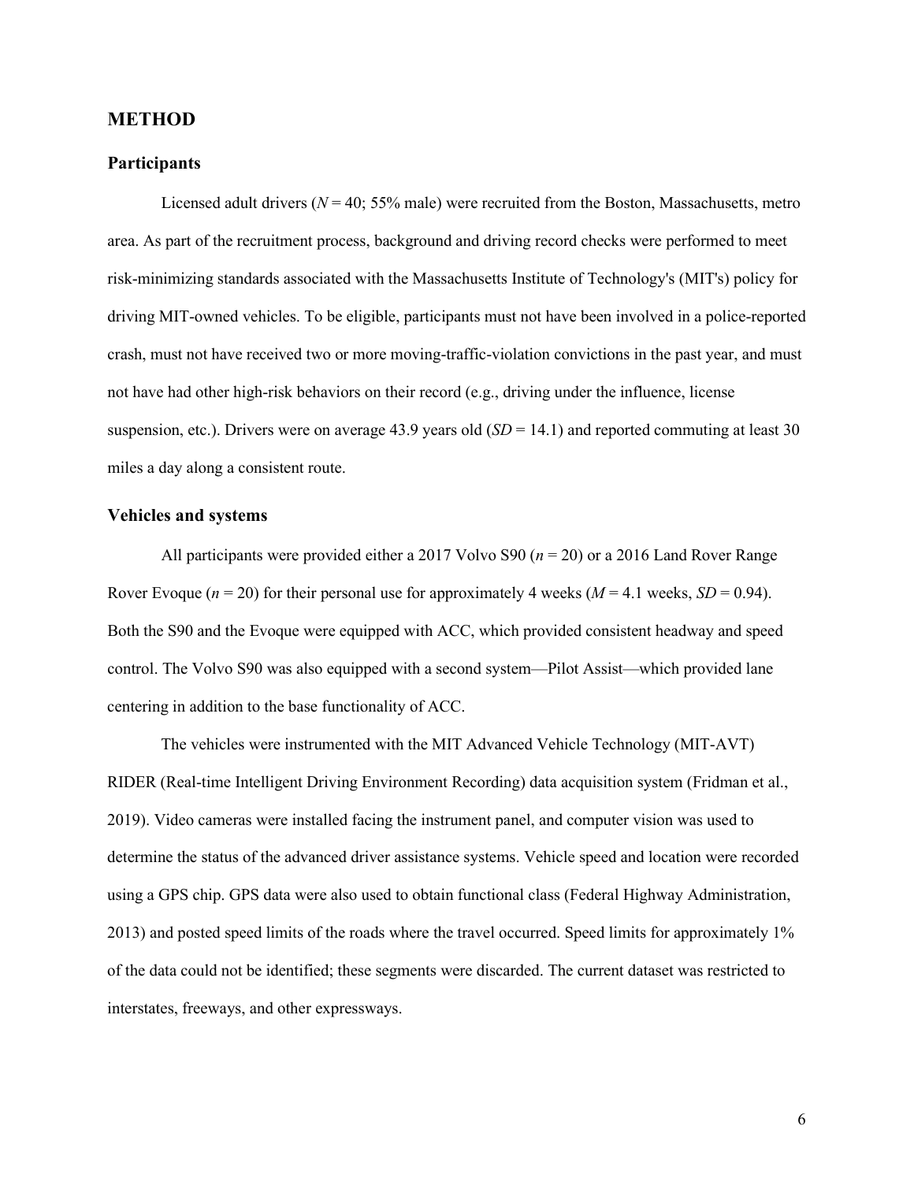## METHOD

### Participants

Licensed adult drivers ($N = 40$; 55% male) were recruited from the Boston, Massachusetts, metro area. As part of the recruitment process, background and driving record checks were performed to meet risk-minimizing standards associated with the Massachusetts Institute of Technology's (MIT's) policy for driving MIT-owned vehicles. To be eligible, participants must not have been involved in a police-reported crash, must not have received two or more moving-traffic-violation convictions in the past year, and must not have had other high-risk behaviors on their record (e.g., driving under the influence, license suspension, etc.). Drivers were on average 43.9 years old ($SD = 14.1$) and reported commuting at least 30 miles a day along a consistent route.

### Vehicles and systems

All participants were provided either a 2017 Volvo S90 ($n = 20$) or a 2016 Land Rover Range Rover Evoque ($n = 20$) for their personal use for approximately 4 weeks ($M = 4.1$ weeks, $SD = 0.94$). Both the S90 and the Evoque were equipped with ACC, which provided consistent headway and speed control. The Volvo S90 was also equipped with a second system—Pilot Assist—which provided lane centering in addition to the base functionality of ACC.

The vehicles were instrumented with the MIT Advanced Vehicle Technology (MIT-AVT) RIDER (Real-time Intelligent Driving Environment Recording) data acquisition system (Fridman et al., 2019). Video cameras were installed facing the instrument panel, and computer vision was used to determine the status of the advanced driver assistance systems. Vehicle speed and location were recorded using a GPS chip. GPS data were also used to obtain functional class (Federal Highway Administration, 2013) and posted speed limits of the roads where the travel occurred. Speed limits for approximately 1% of the data could not be identified; these segments were discarded. The current dataset was restricted to interstates, freeways, and other expressways.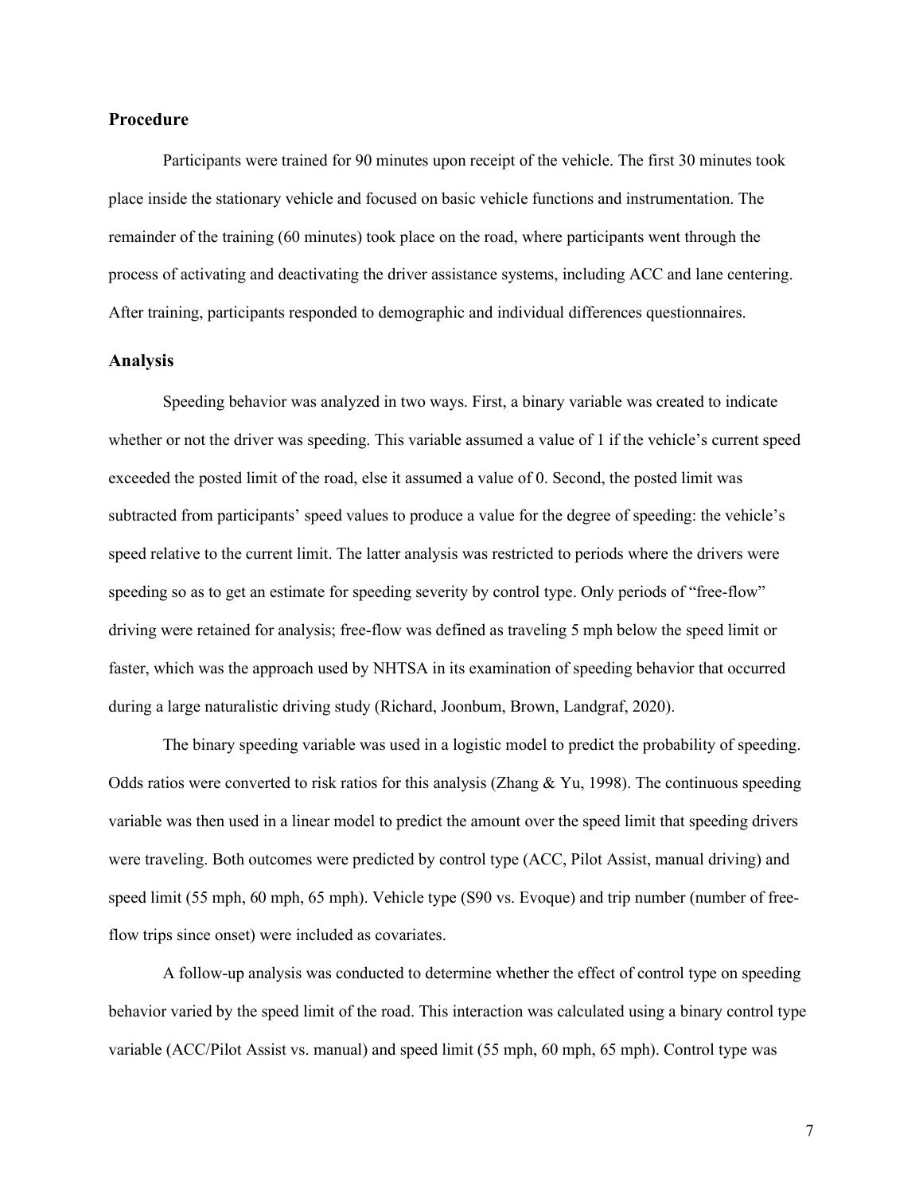## Procedure

Participants were trained for 90 minutes upon receipt of the vehicle. The first 30 minutes took place inside the stationary vehicle and focused on basic vehicle functions and instrumentation. The remainder of the training (60 minutes) took place on the road, where participants went through the process of activating and deactivating the driver assistance systems, including ACC and lane centering. After training, participants responded to demographic and individual differences questionnaires.

## Analysis

Speeding behavior was analyzed in two ways. First, a binary variable was created to indicate whether or not the driver was speeding. This variable assumed a value of 1 if the vehicle's current speed exceeded the posted limit of the road, else it assumed a value of 0. Second, the posted limit was subtracted from participants' speed values to produce a value for the degree of speeding: the vehicle's speed relative to the current limit. The latter analysis was restricted to periods where the drivers were speeding so as to get an estimate for speeding severity by control type. Only periods of "free-flow" driving were retained for analysis; free-flow was defined as traveling 5 mph below the speed limit or faster, which was the approach used by NHTSA in its examination of speeding behavior that occurred during a large naturalistic driving study (Richard, Joonbum, Brown, Landgraf, 2020).

The binary speeding variable was used in a logistic model to predict the probability of speeding. Odds ratios were converted to risk ratios for this analysis (Zhang & Yu, 1998). The continuous speeding variable was then used in a linear model to predict the amount over the speed limit that speeding drivers were traveling. Both outcomes were predicted by control type (ACC, Pilot Assist, manual driving) and speed limit (55 mph, 60 mph, 65 mph). Vehicle type (S90 vs. Evoque) and trip number (number of free-flow trips since onset) were included as covariates.

A follow-up analysis was conducted to determine whether the effect of control type on speeding behavior varied by the speed limit of the road. This interaction was calculated using a binary control type variable (ACC/Pilot Assist vs. manual) and speed limit (55 mph, 60 mph, 65 mph). Control type was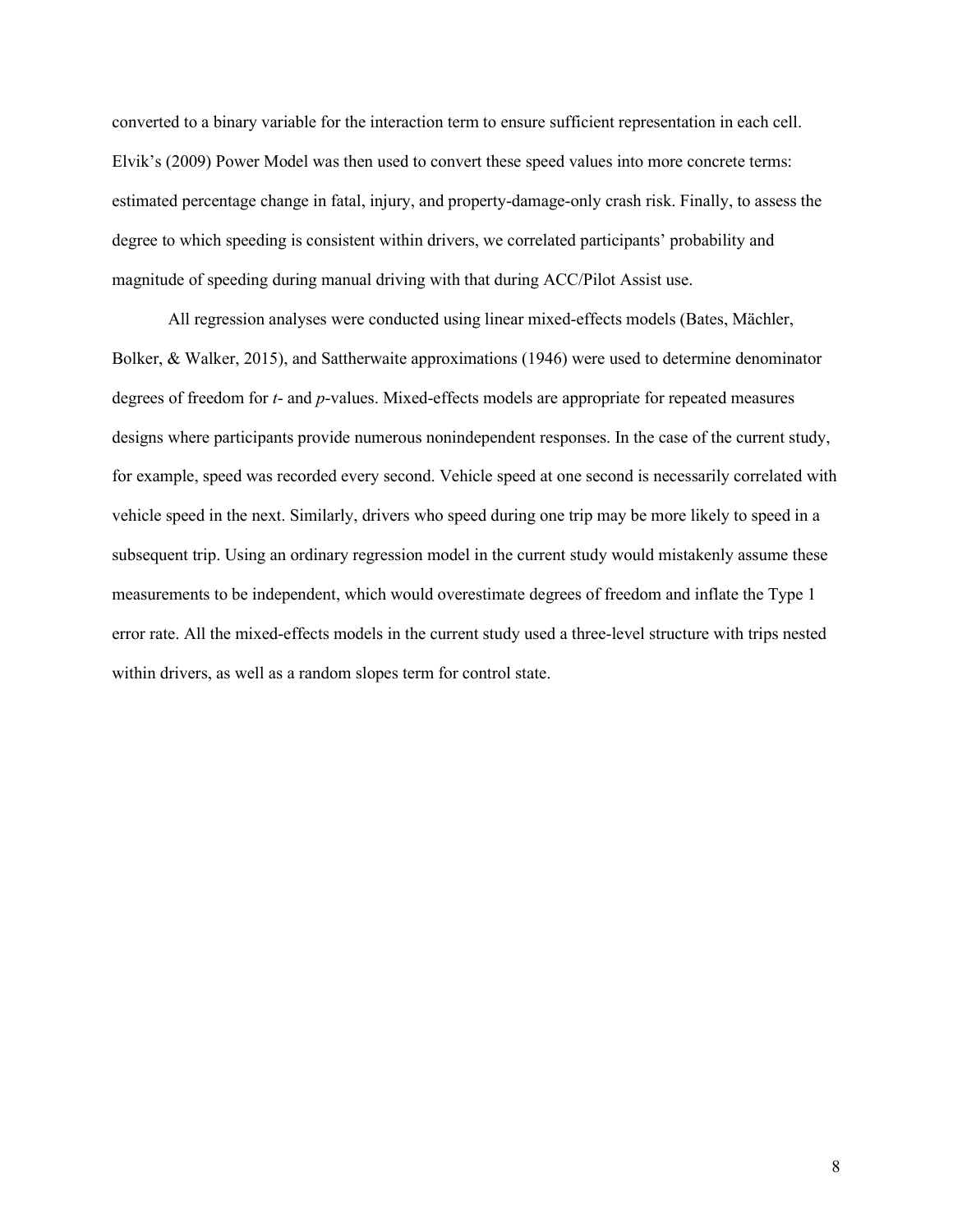converted to a binary variable for the interaction term to ensure sufficient representation in each cell. Elvik's (2009) Power Model was then used to convert these speed values into more concrete terms: estimated percentage change in fatal, injury, and property-damage-only crash risk. Finally, to assess the degree to which speeding is consistent within drivers, we correlated participants' probability and magnitude of speeding during manual driving with that during ACC/Pilot Assist use.

All regression analyses were conducted using linear mixed-effects models (Bates, Mächler, Bolker, & Walker, 2015), and Sattherwaite approximations (1946) were used to determine denominator degrees of freedom for *t*- and *p*-values. Mixed-effects models are appropriate for repeated measures designs where participants provide numerous nonindependent responses. In the case of the current study, for example, speed was recorded every second. Vehicle speed at one second is necessarily correlated with vehicle speed in the next. Similarly, drivers who speed during one trip may be more likely to speed in a subsequent trip. Using an ordinary regression model in the current study would mistakenly assume these measurements to be independent, which would overestimate degrees of freedom and inflate the Type 1 error rate. All the mixed-effects models in the current study used a three-level structure with trips nested within drivers, as well as a random slopes term for control state.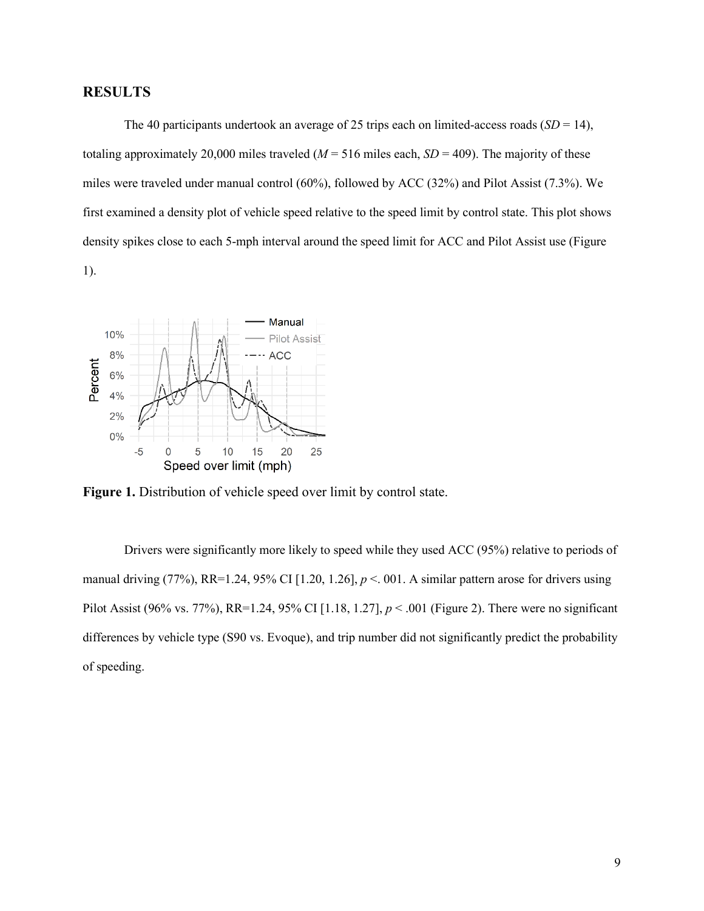## RESULTS

The 40 participants undertook an average of 25 trips each on limited-access roads ($SD$ = 14), totaling approximately 20,000 miles traveled ($M$ = 516 miles each, $SD$ = 409). The majority of these miles were traveled under manual control (60%), followed by ACC (32%) and Pilot Assist (7.3%). We first examined a density plot of vehicle speed relative to the speed limit by control state. This plot shows density spikes close to each 5-mph interval around the speed limit for ACC and Pilot Assist use (Figure 1).

**Figure 1.** Distribution of vehicle speed over limit by control state.

Drivers were significantly more likely to speed while they used ACC (95%) relative to periods of manual driving (77%), RR=1.24, 95% CI [1.20, 1.26], $p <. 001$. A similar pattern arose for drivers using Pilot Assist (96% vs. 77%), RR=1.24, 95% CI [1.18, 1.27], $p < .001$ (Figure 2). There were no significant differences by vehicle type (S90 vs. Evoque), and trip number did not significantly predict the probability of speeding.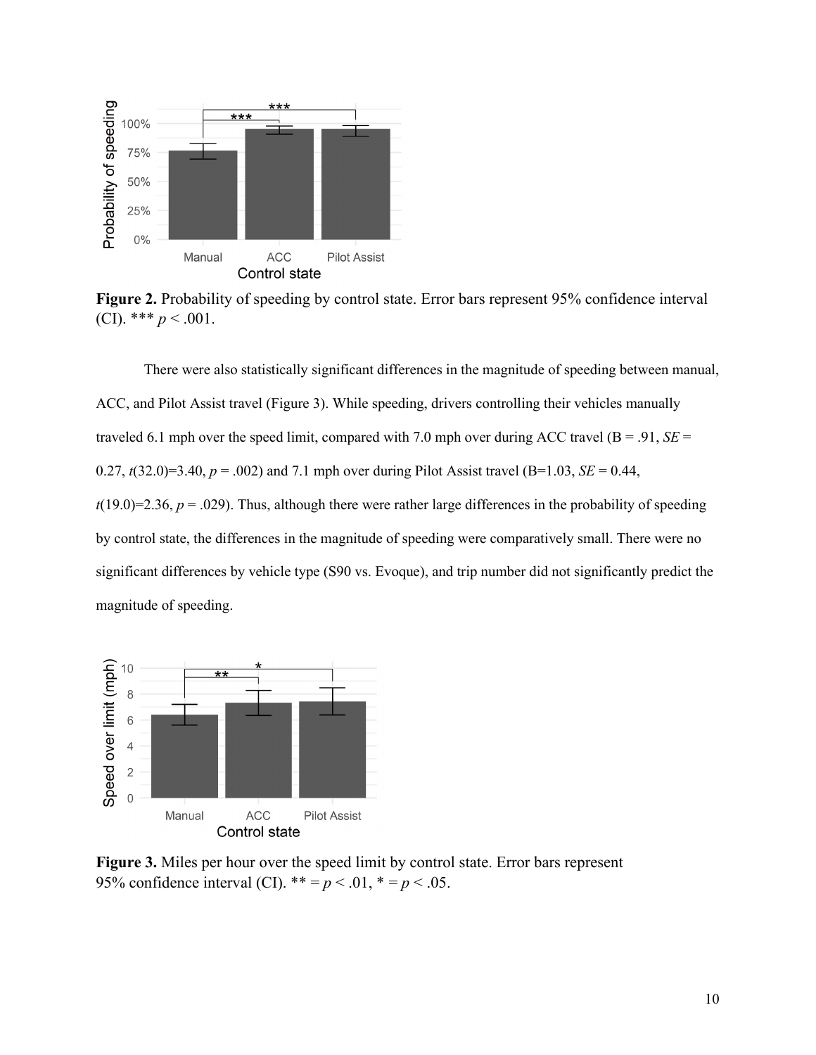**Figure 2.** Probability of speeding by control state. Error bars represent 95% confidence interval (CI). *** $p < .001$.

There were also statistically significant differences in the magnitude of speeding between manual, ACC, and Pilot Assist travel (Figure 3). While speeding, drivers controlling their vehicles manually traveled 6.1 mph over the speed limit, compared with 7.0 mph over during ACC travel (B = .91, *SE* = 0.27, $t(32.0)=3.40$, $p = .002$) and 7.1 mph over during Pilot Assist travel (B=1.03, *SE* = 0.44, $t(19.0)=2.36$, $p = .029$). Thus, although there were rather large differences in the probability of speeding by control state, the differences in the magnitude of speeding were comparatively small. There were no significant differences by vehicle type (S90 vs. Evoque), and trip number did not significantly predict the magnitude of speeding.

**Figure 3.** Miles per hour over the speed limit by control state. Error bars represent 95% confidence interval (CI). ** = $p < .01$, * = $p < .05$.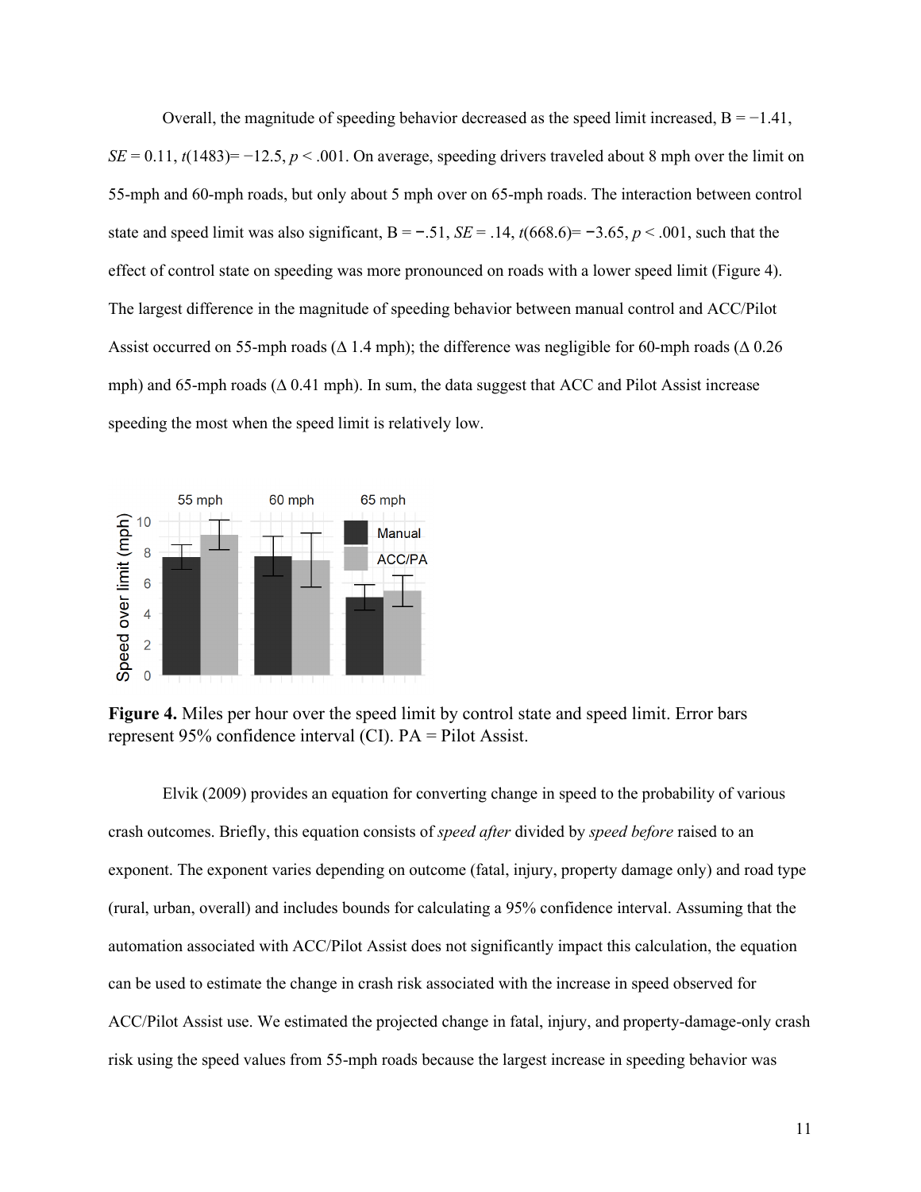Overall, the magnitude of speeding behavior decreased as the speed limit increased, B = −1.41, *SE* = 0.11, $t(1483) = -12.5$, $p < .001$. On average, speeding drivers traveled about 8 mph over the limit on 55-mph and 60-mph roads, but only about 5 mph over on 65-mph roads. The interaction between control state and speed limit was also significant, B = −.51, *SE* = .14, $t(668.6) = -3.65$, $p < .001$, such that the effect of control state on speeding was more pronounced on roads with a lower speed limit (Figure 4). The largest difference in the magnitude of speeding behavior between manual control and ACC/Pilot Assist occurred on 55-mph roads (Δ 1.4 mph); the difference was negligible for 60-mph roads (Δ 0.26 mph) and 65-mph roads (Δ 0.41 mph). In sum, the data suggest that ACC and Pilot Assist increase speeding the most when the speed limit is relatively low.

**Figure 4.** Miles per hour over the speed limit by control state and speed limit. Error bars represent 95% confidence interval (CI). PA = Pilot Assist.

Elvik (2009) provides an equation for converting change in speed to the probability of various crash outcomes. Briefly, this equation consists of *speed after* divided by *speed before* raised to an exponent. The exponent varies depending on outcome (fatal, injury, property damage only) and road type (rural, urban, overall) and includes bounds for calculating a 95% confidence interval. Assuming that the automation associated with ACC/Pilot Assist does not significantly impact this calculation, the equation can be used to estimate the change in crash risk associated with the increase in speed observed for ACC/Pilot Assist use. We estimated the projected change in fatal, injury, and property-damage-only crash risk using the speed values from 55-mph roads because the largest increase in speeding behavior was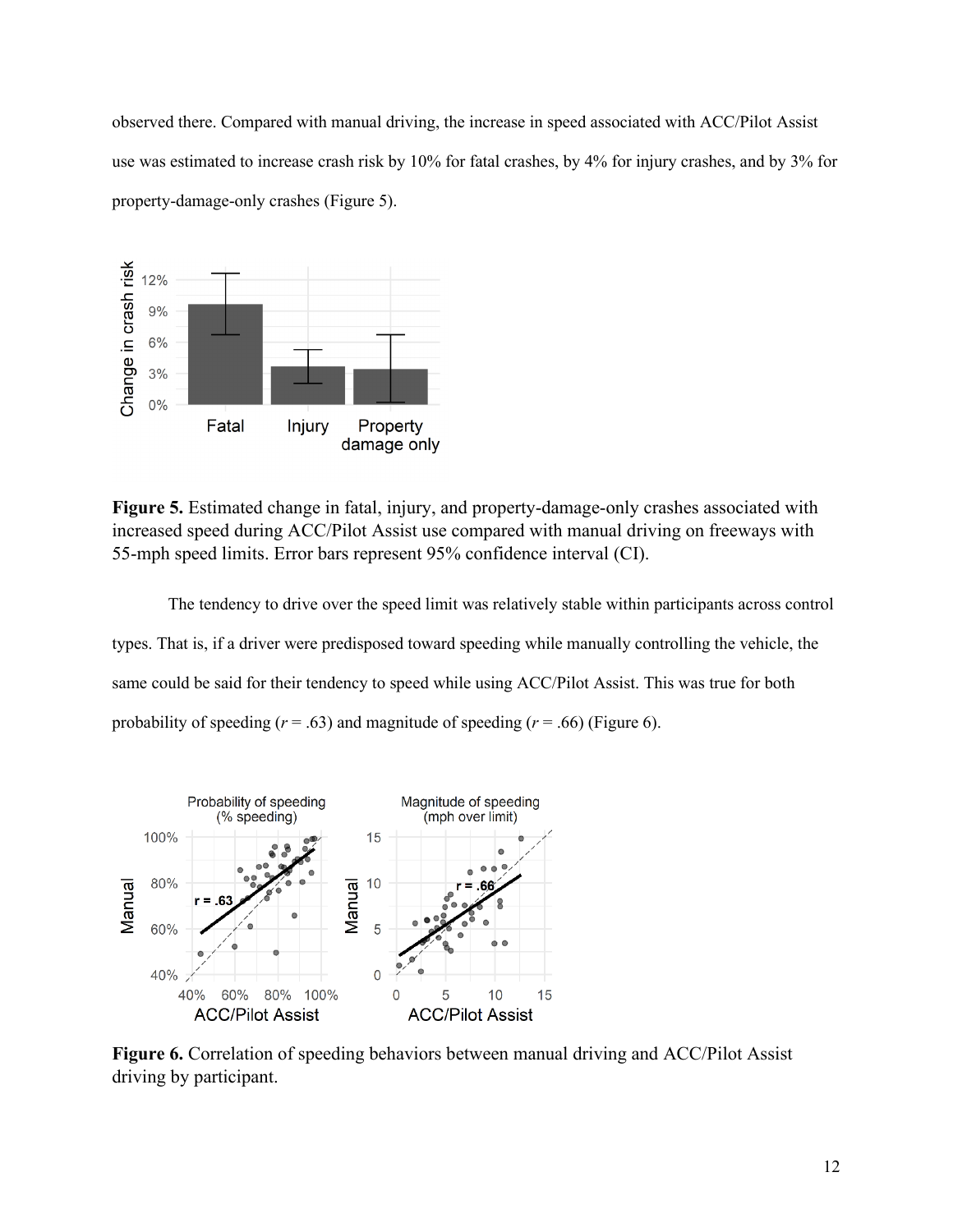observed there. Compared with manual driving, the increase in speed associated with ACC/Pilot Assist use was estimated to increase crash risk by 10% for fatal crashes, by 4% for injury crashes, and by 3% for property-damage-only crashes (Figure 5).

**Figure 5.** Estimated change in fatal, injury, and property-damage-only crashes associated with increased speed during ACC/Pilot Assist use compared with manual driving on freeways with 55-mph speed limits. Error bars represent 95% confidence interval (CI).

The tendency to drive over the speed limit was relatively stable within participants across control types. That is, if a driver were predisposed toward speeding while manually controlling the vehicle, the same could be said for their tendency to speed while using ACC/Pilot Assist. This was true for both probability of speeding ($r$ = .63) and magnitude of speeding ($r$ = .66) (Figure 6).

**Figure 6.** Correlation of speeding behaviors between manual driving and ACC/Pilot Assist driving by participant.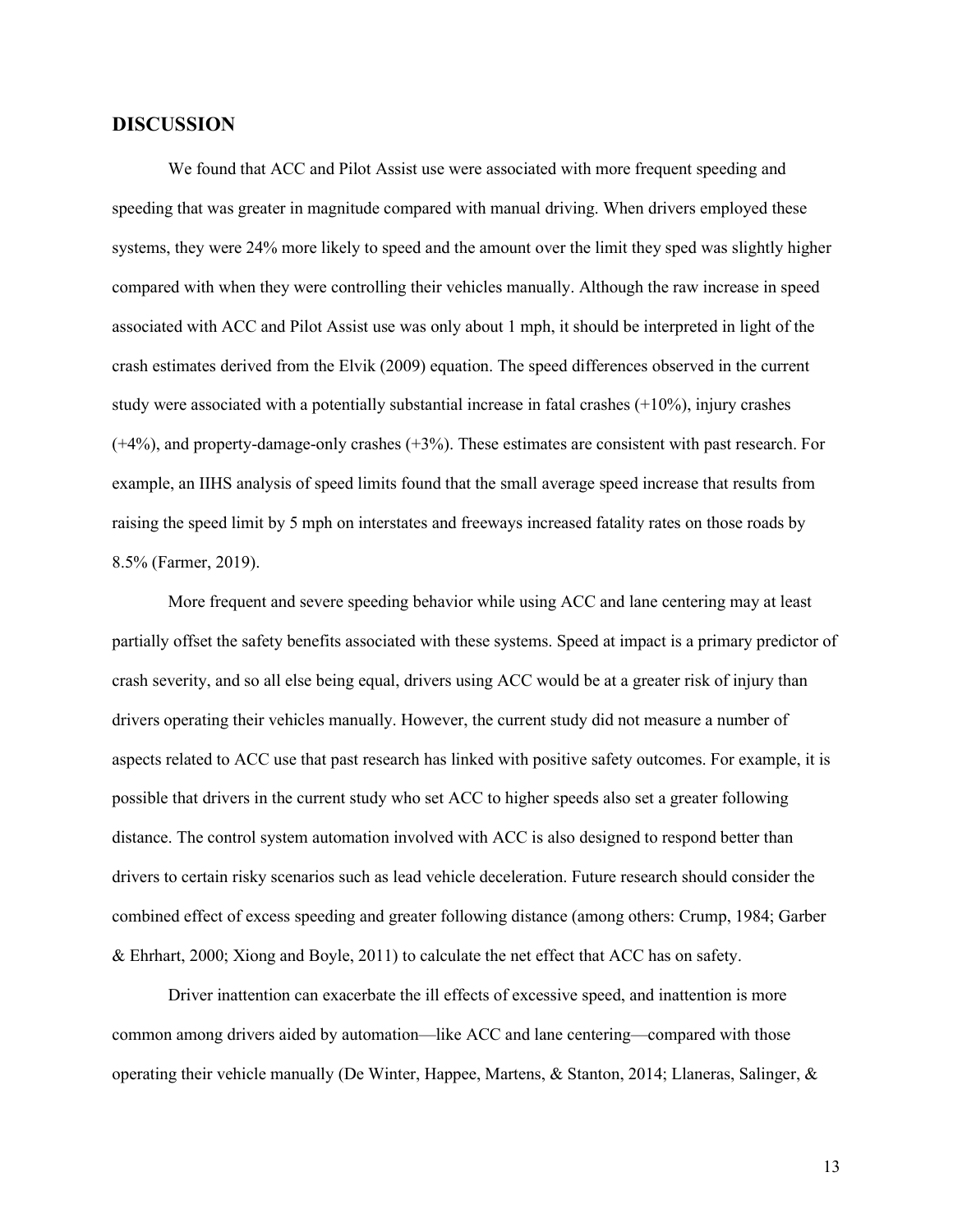## DISCUSSION

We found that ACC and Pilot Assist use were associated with more frequent speeding and speeding that was greater in magnitude compared with manual driving. When drivers employed these systems, they were 24% more likely to speed and the amount over the limit they sped was slightly higher compared with when they were controlling their vehicles manually. Although the raw increase in speed associated with ACC and Pilot Assist use was only about 1 mph, it should be interpreted in light of the crash estimates derived from the Elvik (2009) equation. The speed differences observed in the current study were associated with a potentially substantial increase in fatal crashes (+10%), injury crashes (+4%), and property-damage-only crashes (+3%). These estimates are consistent with past research. For example, an IIHS analysis of speed limits found that the small average speed increase that results from raising the speed limit by 5 mph on interstates and freeways increased fatality rates on those roads by 8.5% (Farmer, 2019).

More frequent and severe speeding behavior while using ACC and lane centering may at least partially offset the safety benefits associated with these systems. Speed at impact is a primary predictor of crash severity, and so all else being equal, drivers using ACC would be at a greater risk of injury than drivers operating their vehicles manually. However, the current study did not measure a number of aspects related to ACC use that past research has linked with positive safety outcomes. For example, it is possible that drivers in the current study who set ACC to higher speeds also set a greater following distance. The control system automation involved with ACC is also designed to respond better than drivers to certain risky scenarios such as lead vehicle deceleration. Future research should consider the combined effect of excess speeding and greater following distance (among others: Crump, 1984; Garber & Ehrhart, 2000; Xiong and Boyle, 2011) to calculate the net effect that ACC has on safety.

Driver inattention can exacerbate the ill effects of excessive speed, and inattention is more common among drivers aided by automation—like ACC and lane centering—compared with those operating their vehicle manually (De Winter, Happee, Martens, & Stanton, 2014; Llaneras, Salinger, &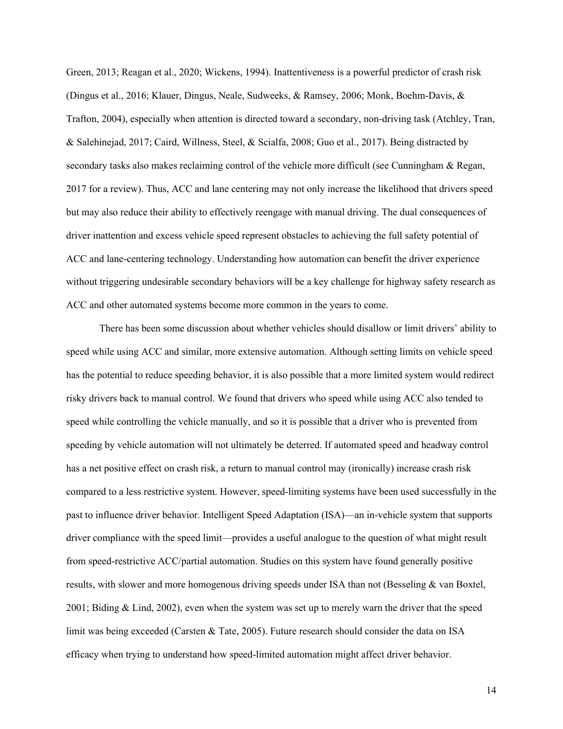Green, 2013; Reagan et al., 2020; Wickens, 1994). Inattentiveness is a powerful predictor of crash risk (Dingus et al., 2016; Klauer, Dingus, Neale, Sudweeks, & Ramsey, 2006; Monk, Boehm-Davis, & Trafton, 2004), especially when attention is directed toward a secondary, non-driving task (Atchley, Tran, & Salehinejad, 2017; Caird, Willness, Steel, & Scialfa, 2008; Guo et al., 2017). Being distracted by secondary tasks also makes reclaiming control of the vehicle more difficult (see Cunningham & Regan, 2017 for a review). Thus, ACC and lane centering may not only increase the likelihood that drivers speed but may also reduce their ability to effectively reengage with manual driving. The dual consequences of driver inattention and excess vehicle speed represent obstacles to achieving the full safety potential of ACC and lane-centering technology. Understanding how automation can benefit the driver experience without triggering undesirable secondary behaviors will be a key challenge for highway safety research as ACC and other automated systems become more common in the years to come.

There has been some discussion about whether vehicles should disallow or limit drivers' ability to speed while using ACC and similar, more extensive automation. Although setting limits on vehicle speed has the potential to reduce speeding behavior, it is also possible that a more limited system would redirect risky drivers back to manual control. We found that drivers who speed while using ACC also tended to speed while controlling the vehicle manually, and so it is possible that a driver who is prevented from speeding by vehicle automation will not ultimately be deterred. If automated speed and headway control has a net positive effect on crash risk, a return to manual control may (ironically) increase crash risk compared to a less restrictive system. However, speed-limiting systems have been used successfully in the past to influence driver behavior. Intelligent Speed Adaptation (ISA)—an in-vehicle system that supports driver compliance with the speed limit—provides a useful analogue to the question of what might result from speed-restrictive ACC/partial automation. Studies on this system have found generally positive results, with slower and more homogenous driving speeds under ISA than not (Besseling & van Boxtel, 2001; Biding & Lind, 2002), even when the system was set up to merely warn the driver that the speed limit was being exceeded (Carsten & Tate, 2005). Future research should consider the data on ISA efficacy when trying to understand how speed-limited automation might affect driver behavior.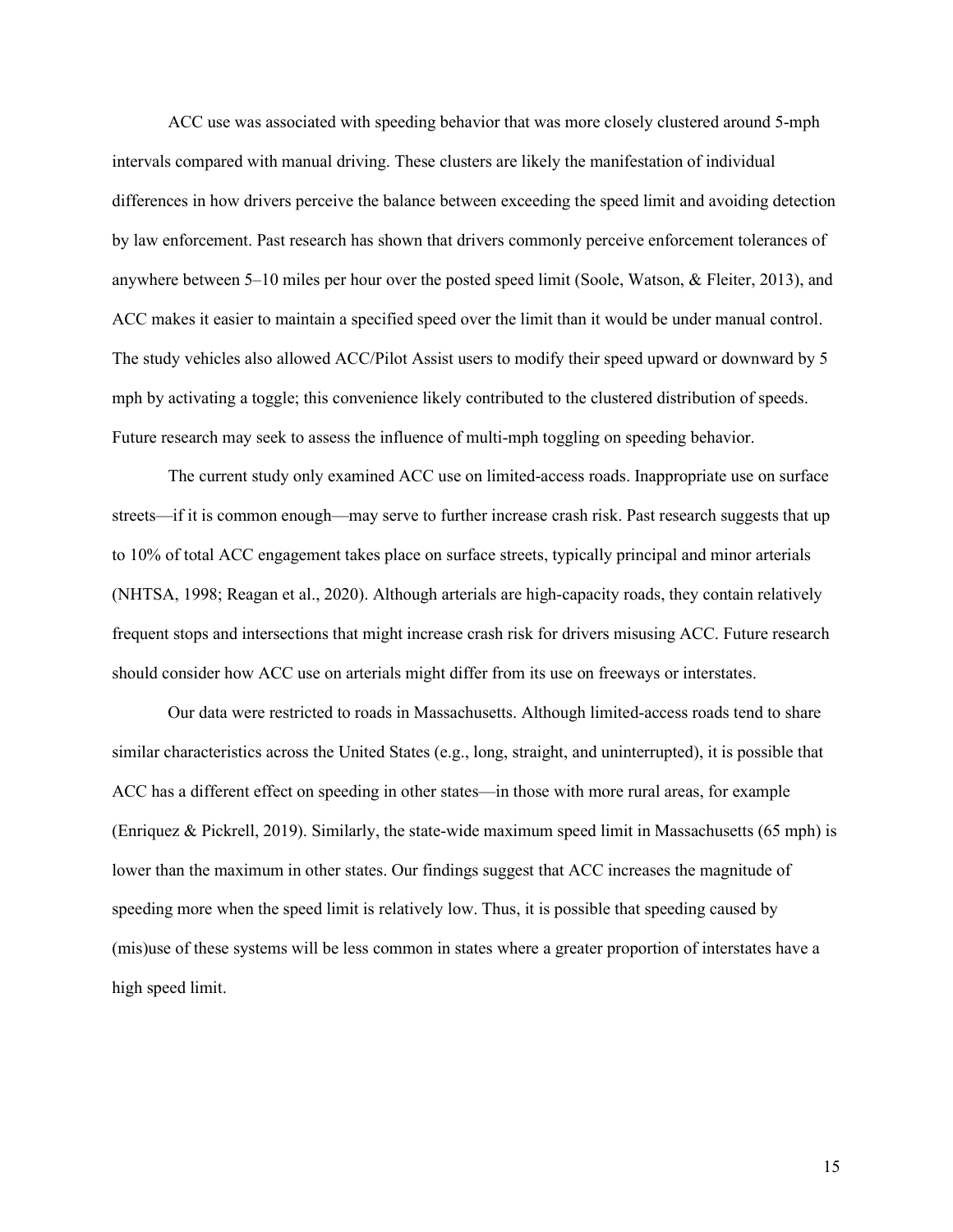ACC use was associated with speeding behavior that was more closely clustered around 5-mph intervals compared with manual driving. These clusters are likely the manifestation of individual differences in how drivers perceive the balance between exceeding the speed limit and avoiding detection by law enforcement. Past research has shown that drivers commonly perceive enforcement tolerances of anywhere between 5–10 miles per hour over the posted speed limit (Soole, Watson, & Fleiter, 2013), and ACC makes it easier to maintain a specified speed over the limit than it would be under manual control. The study vehicles also allowed ACC/Pilot Assist users to modify their speed upward or downward by 5 mph by activating a toggle; this convenience likely contributed to the clustered distribution of speeds. Future research may seek to assess the influence of multi-mph toggling on speeding behavior.

The current study only examined ACC use on limited-access roads. Inappropriate use on surface streets—if it is common enough—may serve to further increase crash risk. Past research suggests that up to 10% of total ACC engagement takes place on surface streets, typically principal and minor arterials (NHTSA, 1998; Reagan et al., 2020). Although arterials are high-capacity roads, they contain relatively frequent stops and intersections that might increase crash risk for drivers misusing ACC. Future research should consider how ACC use on arterials might differ from its use on freeways or interstates.

Our data were restricted to roads in Massachusetts. Although limited-access roads tend to share similar characteristics across the United States (e.g., long, straight, and uninterrupted), it is possible that ACC has a different effect on speeding in other states—in those with more rural areas, for example (Enriquez & Pickrell, 2019). Similarly, the state-wide maximum speed limit in Massachusetts (65 mph) is lower than the maximum in other states. Our findings suggest that ACC increases the magnitude of speeding more when the speed limit is relatively low. Thus, it is possible that speeding caused by (mis)use of these systems will be less common in states where a greater proportion of interstates have a high speed limit.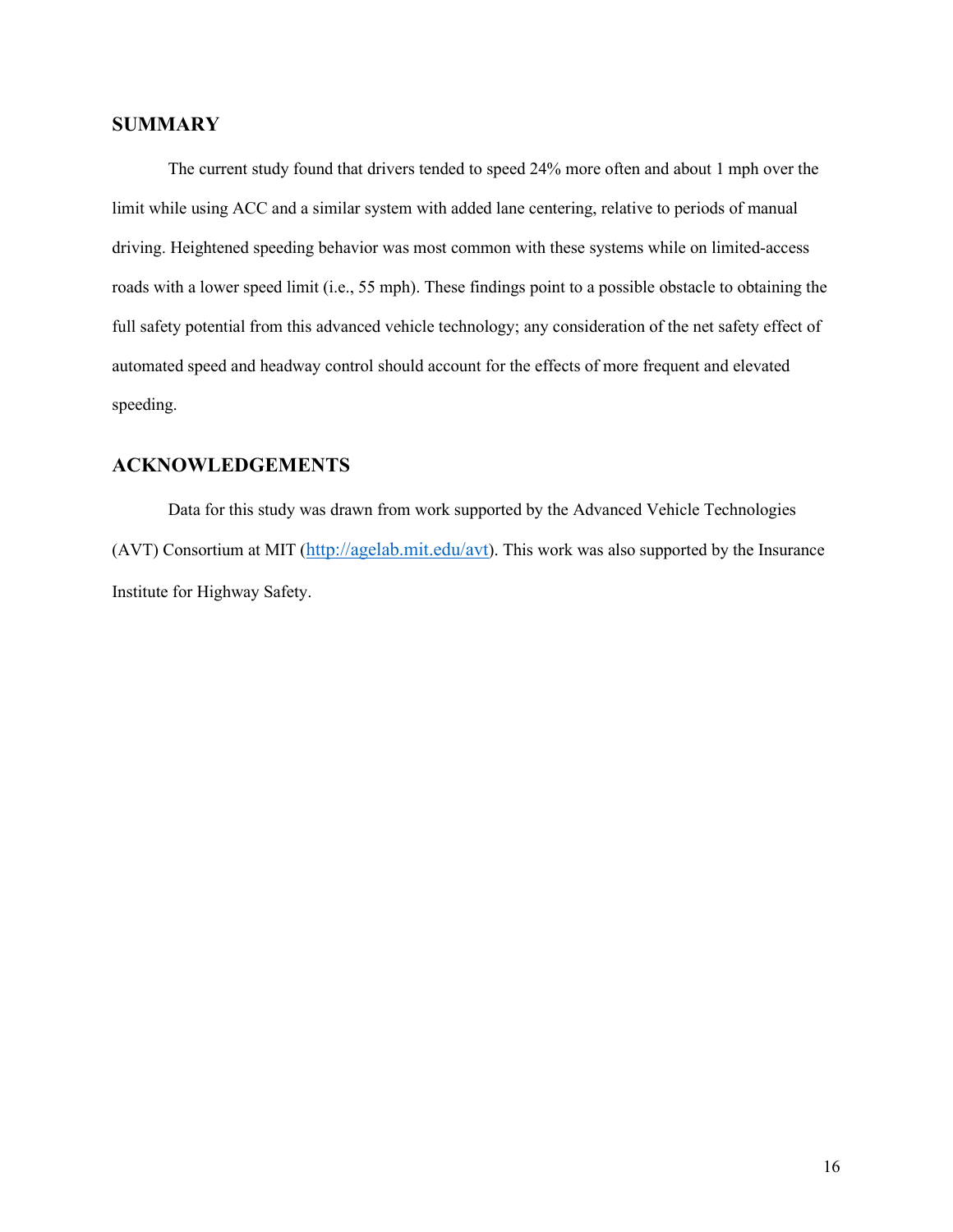## SUMMARY

The current study found that drivers tended to speed 24% more often and about 1 mph over the limit while using ACC and a similar system with added lane centering, relative to periods of manual driving. Heightened speeding behavior was most common with these systems while on limited-access roads with a lower speed limit (i.e., 55 mph). These findings point to a possible obstacle to obtaining the full safety potential from this advanced vehicle technology; any consideration of the net safety effect of automated speed and headway control should account for the effects of more frequent and elevated speeding.

## ACKNOWLEDGEMENTS

Data for this study was drawn from work supported by the Advanced Vehicle Technologies (AVT) Consortium at MIT (http://agelab.mit.edu/avt). This work was also supported by the Insurance Institute for Highway Safety.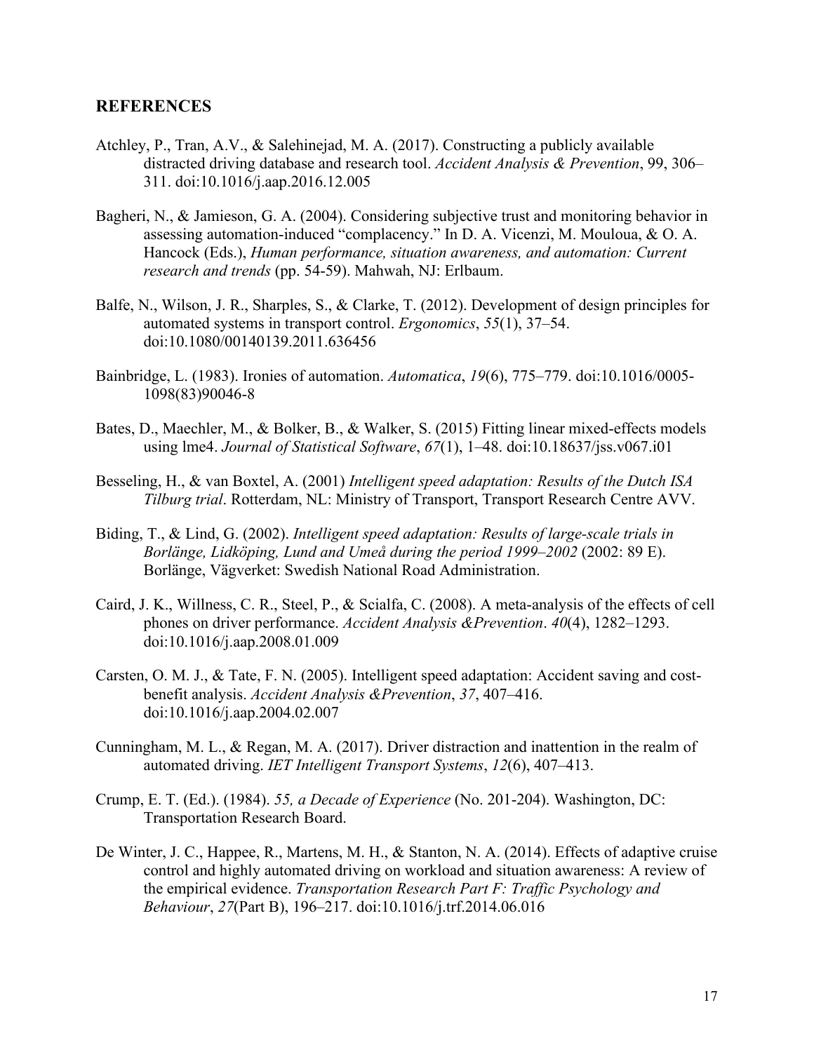## REFERENCES

Atchley, P., Tran, A.V., & Salehinejad, M. A. (2017). Constructing a publicly available distracted driving database and research tool. *Accident Analysis & Prevention*, 99, 306–311. doi:10.1016/j.aap.2016.12.005

Bagheri, N., & Jamieson, G. A. (2004). Considering subjective trust and monitoring behavior in assessing automation-induced "complacency." In D. A. Vicenzi, M. Mouloua, & O. A. Hancock (Eds.), *Human performance, situation awareness, and automation: Current research and trends* (pp. 54-59). Mahwah, NJ: Erlbaum.

Balfe, N., Wilson, J. R., Sharples, S., & Clarke, T. (2012). Development of design principles for automated systems in transport control. *Ergonomics*, *55*(1), 37–54. doi:10.1080/00140139.2011.636456

Bainbridge, L. (1983). Ironies of automation. *Automatica*, *19*(6), 775–779. doi:10.1016/0005-1098(83)90046-8

Bates, D., Maechler, M., & Bolker, B., & Walker, S. (2015) Fitting linear mixed-effects models using lme4. *Journal of Statistical Software*, *67*(1), 1–48. doi:10.18637/jss.v067.i01

Besseling, H., & van Boxtel, A. (2001) *Intelligent speed adaptation: Results of the Dutch ISA Tilburg trial*. Rotterdam, NL: Ministry of Transport, Transport Research Centre AVV.

Biding, T., & Lind, G. (2002). *Intelligent speed adaptation: Results of large-scale trials in Borlänge, Lidköping, Lund and Umeå during the period 1999–2002* (2002: 89 E). Borlänge, Vägverket: Swedish National Road Administration.

Caird, J. K., Willness, C. R., Steel, P., & Scialfa, C. (2008). A meta-analysis of the effects of cell phones on driver performance. *Accident Analysis &Prevention*. *40*(4), 1282–1293. doi:10.1016/j.aap.2008.01.009

Carsten, O. M. J., & Tate, F. N. (2005). Intelligent speed adaptation: Accident saving and cost-benefit analysis. *Accident Analysis &Prevention*, *37*, 407–416. doi:10.1016/j.aap.2004.02.007

Cunningham, M. L., & Regan, M. A. (2017). Driver distraction and inattention in the realm of automated driving. *IET Intelligent Transport Systems*, *12*(6), 407–413.

Crump, E. T. (Ed.). (1984). *55, a Decade of Experience* (No. 201-204). Washington, DC: Transportation Research Board.

De Winter, J. C., Happee, R., Martens, M. H., & Stanton, N. A. (2014). Effects of adaptive cruise control and highly automated driving on workload and situation awareness: A review of the empirical evidence. *Transportation Research Part F: Traffic Psychology and Behaviour*, *27*(Part B), 196–217. doi:10.1016/j.trf.2014.06.016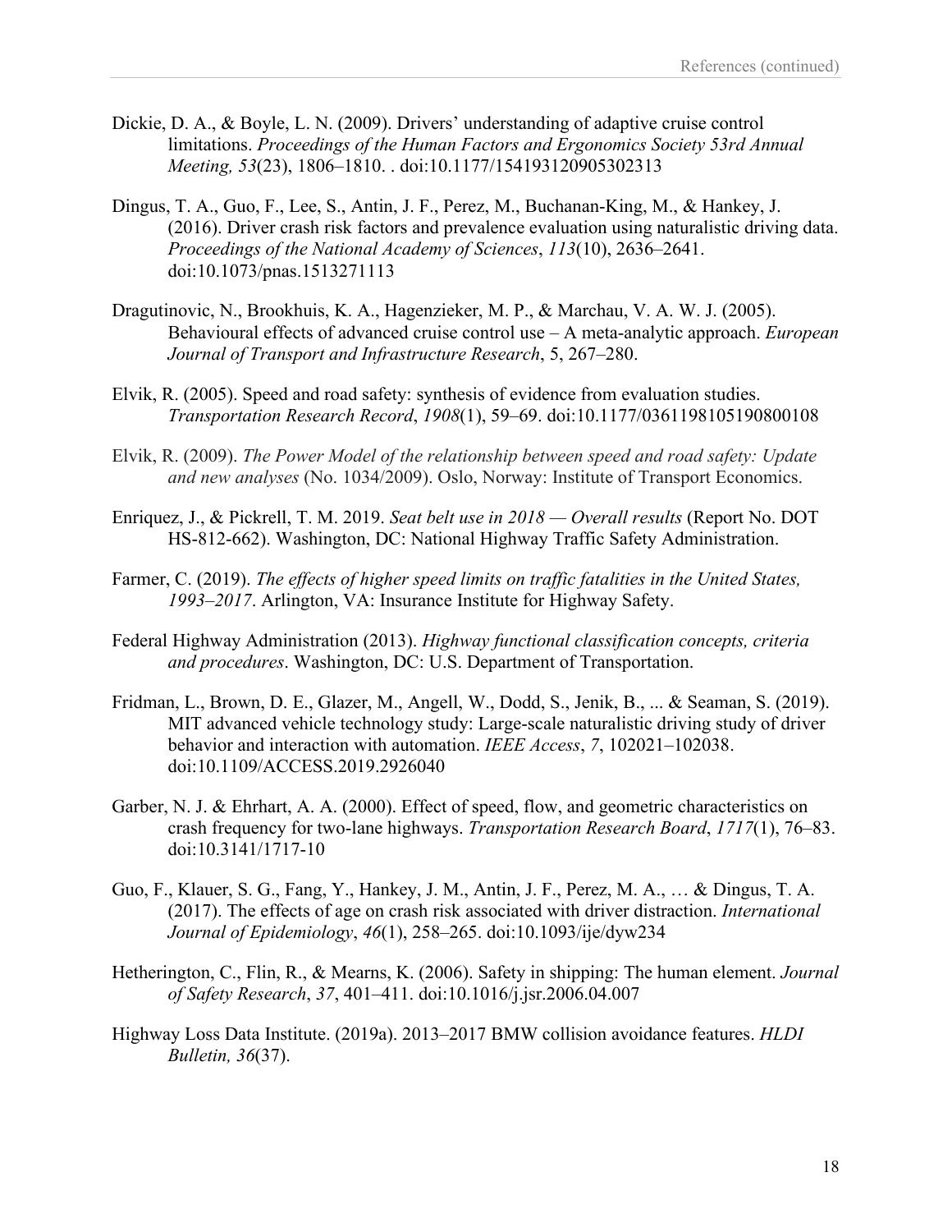Dickie, D. A., & Boyle, L. N. (2009). Drivers' understanding of adaptive cruise control limitations. *Proceedings of the Human Factors and Ergonomics Society 53rd Annual Meeting, 53*(23), 1806–1810. . doi:10.1177/154193120905302313

Dingus, T. A., Guo, F., Lee, S., Antin, J. F., Perez, M., Buchanan-King, M., & Hankey, J. (2016). Driver crash risk factors and prevalence evaluation using naturalistic driving data. *Proceedings of the National Academy of Sciences*, *113*(10), 2636–2641. doi:10.1073/pnas.1513271113

Dragutinovic, N., Brookhuis, K. A., Hagenzieker, M. P., & Marchau, V. A. W. J. (2005). Behavioural effects of advanced cruise control use – A meta-analytic approach. *European Journal of Transport and Infrastructure Research*, 5, 267–280.

Elvik, R. (2005). Speed and road safety: synthesis of evidence from evaluation studies. *Transportation Research Record*, *1908*(1), 59–69. doi:10.1177/0361198105190800108

Elvik, R. (2009). *The Power Model of the relationship between speed and road safety: Update and new analyses* (No. 1034/2009). Oslo, Norway: Institute of Transport Economics.

Enriquez, J., & Pickrell, T. M. 2019. *Seat belt use in 2018 — Overall results* (Report No. DOT HS-812-662). Washington, DC: National Highway Traffic Safety Administration.

Farmer, C. (2019). *The effects of higher speed limits on traffic fatalities in the United States, 1993–2017*. Arlington, VA: Insurance Institute for Highway Safety.

Federal Highway Administration (2013). *Highway functional classification concepts, criteria and procedures*. Washington, DC: U.S. Department of Transportation.

Fridman, L., Brown, D. E., Glazer, M., Angell, W., Dodd, S., Jenik, B., ... & Seaman, S. (2019). MIT advanced vehicle technology study: Large-scale naturalistic driving study of driver behavior and interaction with automation. *IEEE Access*, *7*, 102021–102038. doi:10.1109/ACCESS.2019.2926040

Garber, N. J. & Ehrhart, A. A. (2000). Effect of speed, flow, and geometric characteristics on crash frequency for two-lane highways. *Transportation Research Board*, *1717*(1), 76–83. doi:10.3141/1717-10

Guo, F., Klauer, S. G., Fang, Y., Hankey, J. M., Antin, J. F., Perez, M. A., … & Dingus, T. A. (2017). The effects of age on crash risk associated with driver distraction. *International Journal of Epidemiology*, *46*(1), 258–265. doi:10.1093/ije/dyw234

Hetherington, C., Flin, R., & Mearns, K. (2006). Safety in shipping: The human element. *Journal of Safety Research*, *37*, 401–411. doi:10.1016/j.jsr.2006.04.007

Highway Loss Data Institute. (2019a). 2013–2017 BMW collision avoidance features. *HLDI Bulletin, 36*(37).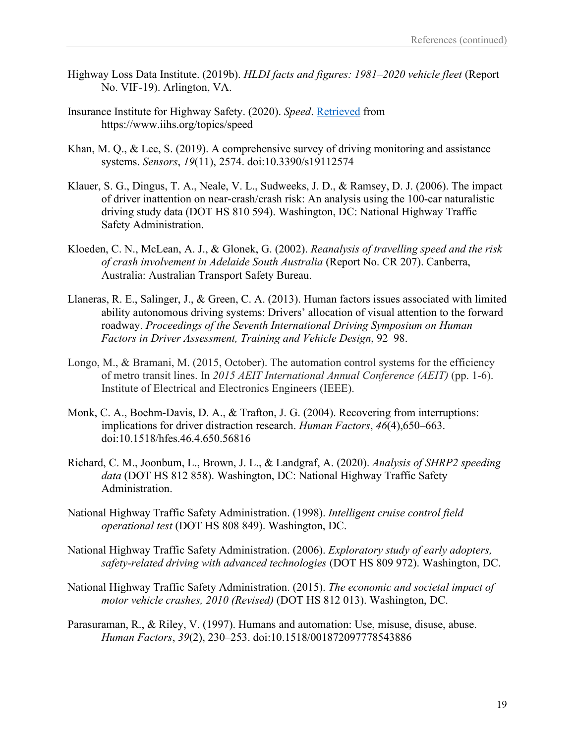Highway Loss Data Institute. (2019b). *HLDI facts and figures: 1981–2020 vehicle fleet* (Report No. VIF-19). Arlington, VA.

Insurance Institute for Highway Safety. (2020). *Speed*. Retrieved from https://www.iihs.org/topics/speed

Khan, M. Q., & Lee, S. (2019). A comprehensive survey of driving monitoring and assistance systems. *Sensors*, *19*(11), 2574. doi:10.3390/s19112574

Klauer, S. G., Dingus, T. A., Neale, V. L., Sudweeks, J. D., & Ramsey, D. J. (2006). The impact of driver inattention on near-crash/crash risk: An analysis using the 100-car naturalistic driving study data (DOT HS 810 594). Washington, DC: National Highway Traffic Safety Administration.

Kloeden, C. N., McLean, A. J., & Glonek, G. (2002). *Reanalysis of travelling speed and the risk of crash involvement in Adelaide South Australia* (Report No. CR 207). Canberra, Australia: Australian Transport Safety Bureau.

Llaneras, R. E., Salinger, J., & Green, C. A. (2013). Human factors issues associated with limited ability autonomous driving systems: Drivers' allocation of visual attention to the forward roadway. *Proceedings of the Seventh International Driving Symposium on Human Factors in Driver Assessment, Training and Vehicle Design*, 92–98.

Longo, M., & Bramani, M. (2015, October). The automation control systems for the efficiency of metro transit lines. In *2015 AEIT International Annual Conference (AEIT)* (pp. 1-6). Institute of Electrical and Electronics Engineers (IEEE).

Monk, C. A., Boehm-Davis, D. A., & Trafton, J. G. (2004). Recovering from interruptions: implications for driver distraction research. *Human Factors*, *46*(4),650–663. doi:10.1518/hfes.46.4.650.56816

Richard, C. M., Joonbum, L., Brown, J. L., & Landgraf, A. (2020). *Analysis of SHRP2 speeding data* (DOT HS 812 858). Washington, DC: National Highway Traffic Safety Administration.

National Highway Traffic Safety Administration. (1998). *Intelligent cruise control field operational test* (DOT HS 808 849). Washington, DC.

National Highway Traffic Safety Administration. (2006). *Exploratory study of early adopters, safety-related driving with advanced technologies* (DOT HS 809 972). Washington, DC.

National Highway Traffic Safety Administration. (2015). *The economic and societal impact of motor vehicle crashes, 2010 (Revised)* (DOT HS 812 013). Washington, DC.

Parasuraman, R., & Riley, V. (1997). Humans and automation: Use, misuse, disuse, abuse. *Human Factors*, *39*(2), 230–253. doi:10.1518/001872097778543886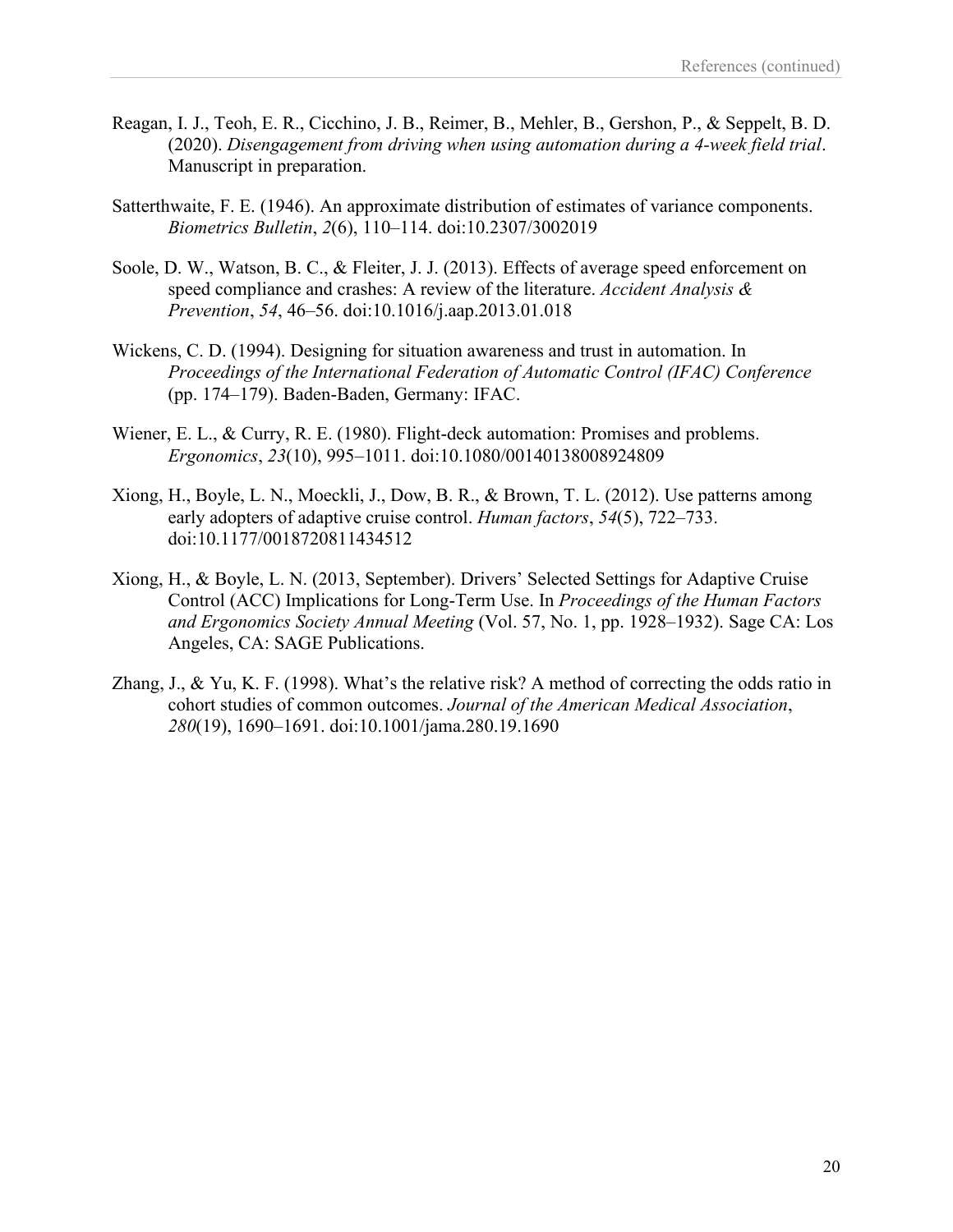Reagan, I. J., Teoh, E. R., Cicchino, J. B., Reimer, B., Mehler, B., Gershon, P., & Seppelt, B. D. (2020). *Disengagement from driving when using automation during a 4-week field trial*. Manuscript in preparation.

Satterthwaite, F. E. (1946). An approximate distribution of estimates of variance components. *Biometrics Bulletin*, *2*(6), 110–114. doi:10.2307/3002019

Soole, D. W., Watson, B. C., & Fleiter, J. J. (2013). Effects of average speed enforcement on speed compliance and crashes: A review of the literature. *Accident Analysis & Prevention*, *54*, 46–56. doi:10.1016/j.aap.2013.01.018

Wickens, C. D. (1994). Designing for situation awareness and trust in automation. In *Proceedings of the International Federation of Automatic Control (IFAC) Conference* (pp. 174–179). Baden-Baden, Germany: IFAC.

Wiener, E. L., & Curry, R. E. (1980). Flight-deck automation: Promises and problems. *Ergonomics*, *23*(10), 995–1011. doi:10.1080/00140138008924809

Xiong, H., Boyle, L. N., Moeckli, J., Dow, B. R., & Brown, T. L. (2012). Use patterns among early adopters of adaptive cruise control. *Human factors*, *54*(5), 722–733. doi:10.1177/0018720811434512

Xiong, H., & Boyle, L. N. (2013, September). Drivers' Selected Settings for Adaptive Cruise Control (ACC) Implications for Long-Term Use. In *Proceedings of the Human Factors and Ergonomics Society Annual Meeting* (Vol. 57, No. 1, pp. 1928–1932). Sage CA: Los Angeles, CA: SAGE Publications.

Zhang, J., & Yu, K. F. (1998). What's the relative risk? A method of correcting the odds ratio in cohort studies of common outcomes. *Journal of the American Medical Association*, *280*(19), 1690–1691. doi:10.1001/jama.280.19.1690